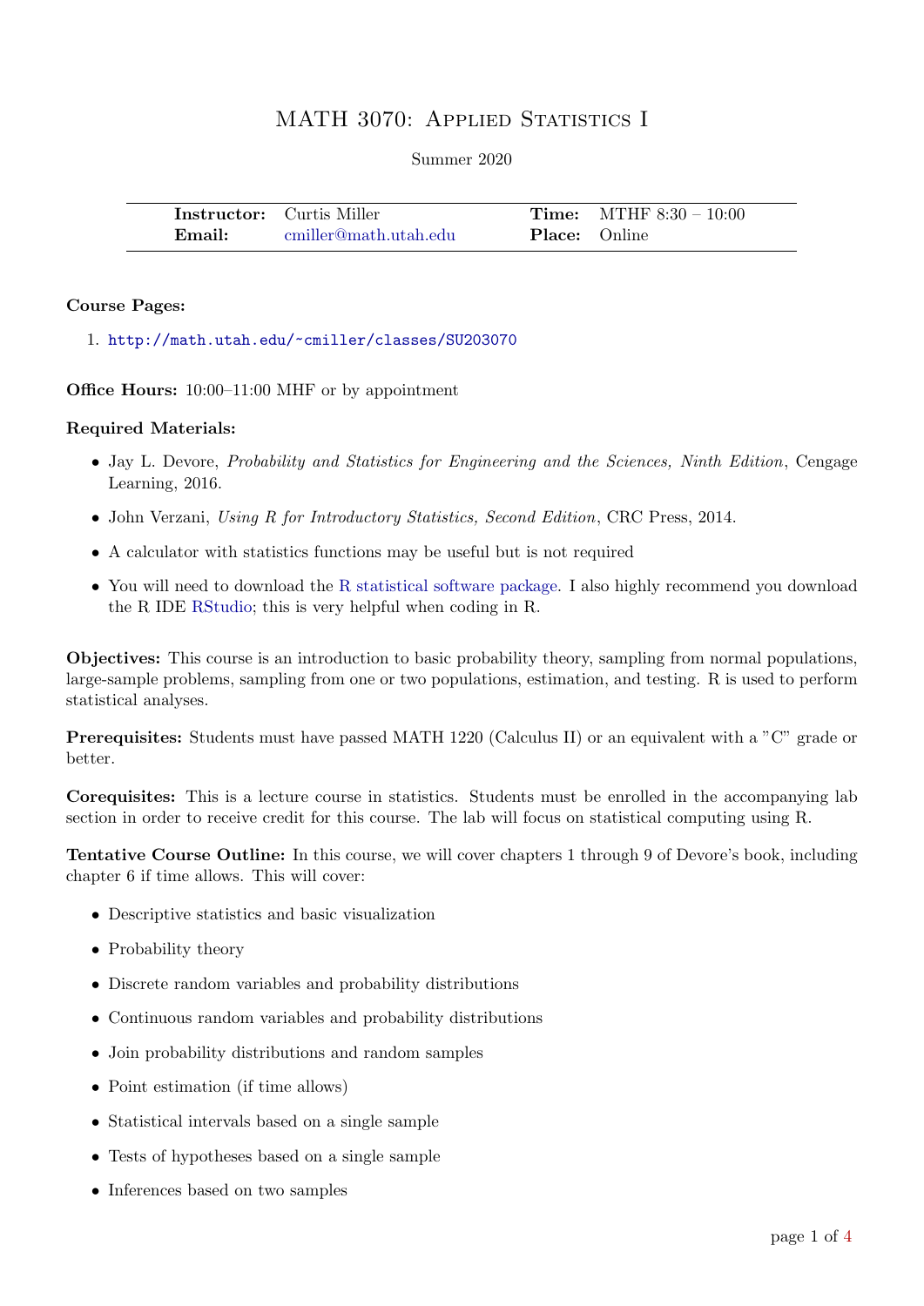# MATH 3070: Applied Statistics I

Summer 2020

| | | | |
|---|---|---|---|
| **Instructor:** | Curtis Miller | **Time:** | MTHF 8:30 – 10:00 |
| **Email:** | cmiller@math.utah.edu | **Place:** | Online |

**Course Pages:**

1. http://math.utah.edu/~cmiller/classes/SU203070

**Office Hours:** 10:00–11:00 MHF or by appointment

**Required Materials:**

- Jay L. Devore, *Probability and Statistics for Engineering and the Sciences, Ninth Edition*, Cengage Learning, 2016.
- John Verzani, *Using R for Introductory Statistics, Second Edition*, CRC Press, 2014.
- A calculator with statistics functions may be useful but is not required
- You will need to download the R statistical software package. I also highly recommend you download the R IDE RStudio; this is very helpful when coding in R.

**Objectives:** This course is an introduction to basic probability theory, sampling from normal populations, large-sample problems, sampling from one or two populations, estimation, and testing. R is used to perform statistical analyses.

**Prerequisites:** Students must have passed MATH 1220 (Calculus II) or an equivalent with a "C" grade or better.

**Corequisites:** This is a lecture course in statistics. Students must be enrolled in the accompanying lab section in order to receive credit for this course. The lab will focus on statistical computing using R.

**Tentative Course Outline:** In this course, we will cover chapters 1 through 9 of Devore's book, including chapter 6 if time allows. This will cover:

- Descriptive statistics and basic visualization
- Probability theory
- Discrete random variables and probability distributions
- Continuous random variables and probability distributions
- Join probability distributions and random samples
- Point estimation (if time allows)
- Statistical intervals based on a single sample
- Tests of hypotheses based on a single sample
- Inferences based on two samples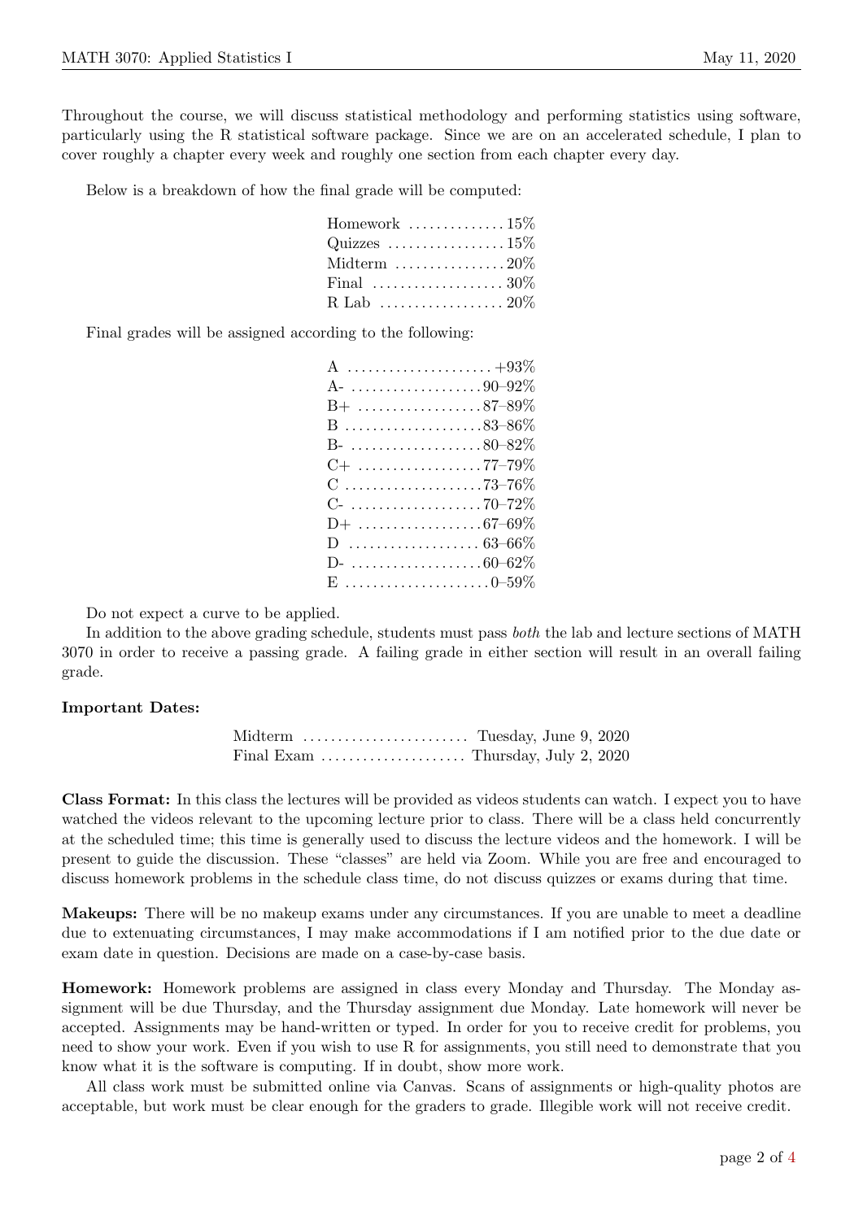Throughout the course, we will discuss statistical methodology and performing statistics using software, particularly using the R statistical software package. Since we are on an accelerated schedule, I plan to cover roughly a chapter every week and roughly one section from each chapter every day.

Below is a breakdown of how the final grade will be computed:

| Component | Weight |
| --- | --- |
| Homework | 15% |
| Quizzes | 15% |
| Midterm | 20% |
| Final | 30% |
| R Lab | 20% |

Final grades will be assigned according to the following:

| Grade | Range |
| --- | --- |
| A | +93% |
| A- | 90–92% |
| B+ | 87–89% |
| B | 83–86% |
| B- | 80–82% |
| C+ | 77–79% |
| C | 73–76% |
| C- | 70–72% |
| D+ | 67–69% |
| D | 63–66% |
| D- | 60–62% |
| E | 0–59% |

Do not expect a curve to be applied.

In addition to the above grading schedule, students must pass *both* the lab and lecture sections of MATH 3070 in order to receive a passing grade. A failing grade in either section will result in an overall failing grade.

**Important Dates:**

| Event | Date |
| --- | --- |
| Midterm | Tuesday, June 9, 2020 |
| Final Exam | Thursday, July 2, 2020 |

**Class Format:** In this class the lectures will be provided as videos students can watch. I expect you to have watched the videos relevant to the upcoming lecture prior to class. There will be a class held concurrently at the scheduled time; this time is generally used to discuss the lecture videos and the homework. I will be present to guide the discussion. These "classes" are held via Zoom. While you are free and encouraged to discuss homework problems in the schedule class time, do not discuss quizzes or exams during that time.

**Makeups:** There will be no makeup exams under any circumstances. If you are unable to meet a deadline due to extenuating circumstances, I may make accommodations if I am notified prior to the due date or exam date in question. Decisions are made on a case-by-case basis.

**Homework:** Homework problems are assigned in class every Monday and Thursday. The Monday assignment will be due Thursday, and the Thursday assignment due Monday. Late homework will never be accepted. Assignments may be hand-written or typed. In order for you to receive credit for problems, you need to show your work. Even if you wish to use R for assignments, you still need to demonstrate that you know what it is the software is computing. If in doubt, show more work.

All class work must be submitted online via Canvas. Scans of assignments or high-quality photos are acceptable, but work must be clear enough for the graders to grade. Illegible work will not receive credit.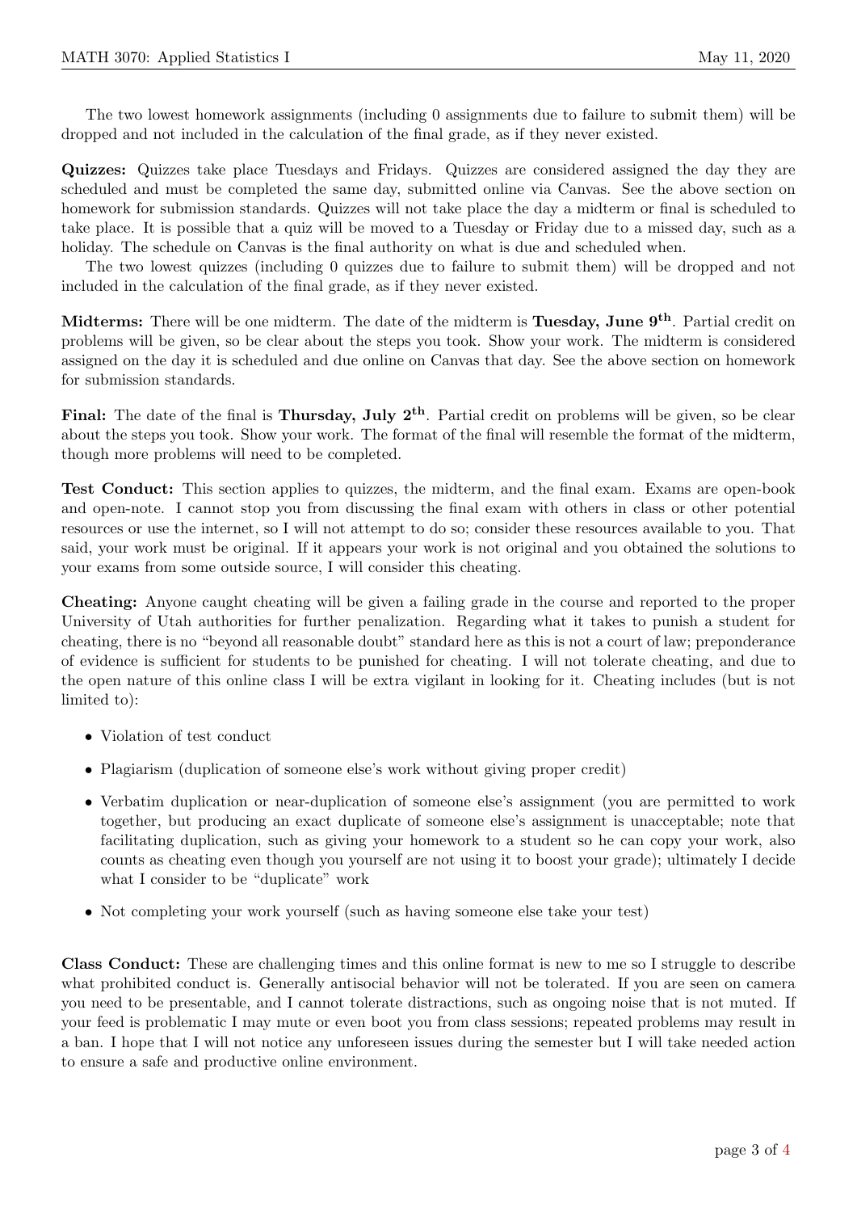The two lowest homework assignments (including 0 assignments due to failure to submit them) will be dropped and not included in the calculation of the final grade, as if they never existed.

**Quizzes:** Quizzes take place Tuesdays and Fridays. Quizzes are considered assigned the day they are scheduled and must be completed the same day, submitted online via Canvas. See the above section on homework for submission standards. Quizzes will not take place the day a midterm or final is scheduled to take place. It is possible that a quiz will be moved to a Tuesday or Friday due to a missed day, such as a holiday. The schedule on Canvas is the final authority on what is due and scheduled when.

The two lowest quizzes (including 0 quizzes due to failure to submit them) will be dropped and not included in the calculation of the final grade, as if they never existed.

**Midterms:** There will be one midterm. The date of the midterm is **Tuesday, June 9th**. Partial credit on problems will be given, so be clear about the steps you took. Show your work. The midterm is considered assigned on the day it is scheduled and due online on Canvas that day. See the above section on homework for submission standards.

**Final:** The date of the final is **Thursday, July 2nd**. Partial credit on problems will be given, so be clear about the steps you took. Show your work. The format of the final will resemble the format of the midterm, though more problems will need to be completed.

**Test Conduct:** This section applies to quizzes, the midterm, and the final exam. Exams are open-book and open-note. I cannot stop you from discussing the final exam with others in class or other potential resources or use the internet, so I will not attempt to do so; consider these resources available to you. That said, your work must be original. If it appears your work is not original and you obtained the solutions to your exams from some outside source, I will consider this cheating.

**Cheating:** Anyone caught cheating will be given a failing grade in the course and reported to the proper University of Utah authorities for further penalization. Regarding what it takes to punish a student for cheating, there is no "beyond all reasonable doubt" standard here as this is not a court of law; preponderance of evidence is sufficient for students to be punished for cheating. I will not tolerate cheating, and due to the open nature of this online class I will be extra vigilant in looking for it. Cheating includes (but is not limited to):

- Violation of test conduct
- Plagiarism (duplication of someone else's work without giving proper credit)
- Verbatim duplication or near-duplication of someone else's assignment (you are permitted to work together, but producing an exact duplicate of someone else's assignment is unacceptable; note that facilitating duplication, such as giving your homework to a student so he can copy your work, also counts as cheating even though you yourself are not using it to boost your grade); ultimately I decide what I consider to be "duplicate" work
- Not completing your work yourself (such as having someone else take your test)

**Class Conduct:** These are challenging times and this online format is new to me so I struggle to describe what prohibited conduct is. Generally antisocial behavior will not be tolerated. If you are seen on camera you need to be presentable, and I cannot tolerate distractions, such as ongoing noise that is not muted. If your feed is problematic I may mute or even boot you from class sessions; repeated problems may result in a ban. I hope that I will not notice any unforeseen issues during the semester but I will take needed action to ensure a safe and productive online environment.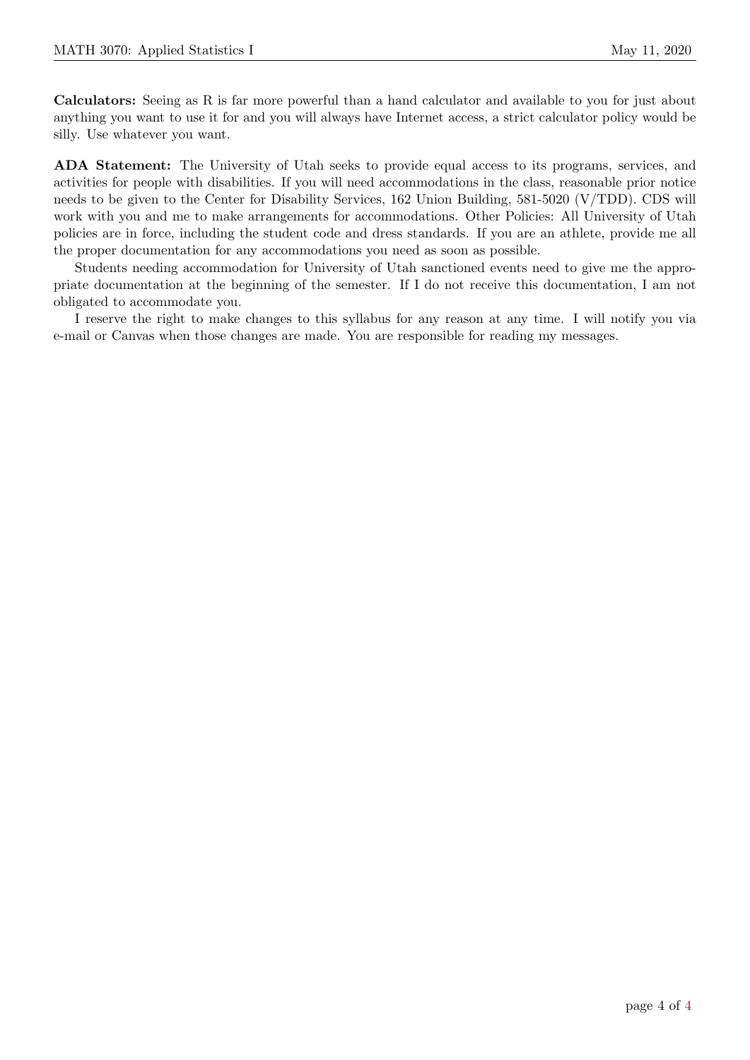**Calculators:** Seeing as R is far more powerful than a hand calculator and available to you for just about anything you want to use it for and you will always have Internet access, a strict calculator policy would be silly. Use whatever you want.

**ADA Statement:** The University of Utah seeks to provide equal access to its programs, services, and activities for people with disabilities. If you will need accommodations in the class, reasonable prior notice needs to be given to the Center for Disability Services, 162 Union Building, 581-5020 (V/TDD). CDS will work with you and me to make arrangements for accommodations. Other Policies: All University of Utah policies are in force, including the student code and dress standards. If you are an athlete, provide me all the proper documentation for any accommodations you need as soon as possible.

Students needing accommodation for University of Utah sanctioned events need to give me the appropriate documentation at the beginning of the semester. If I do not receive this documentation, I am not obligated to accommodate you.

I reserve the right to make changes to this syllabus for any reason at any time. I will notify you via e-mail or Canvas when those changes are made. You are responsible for reading my messages.